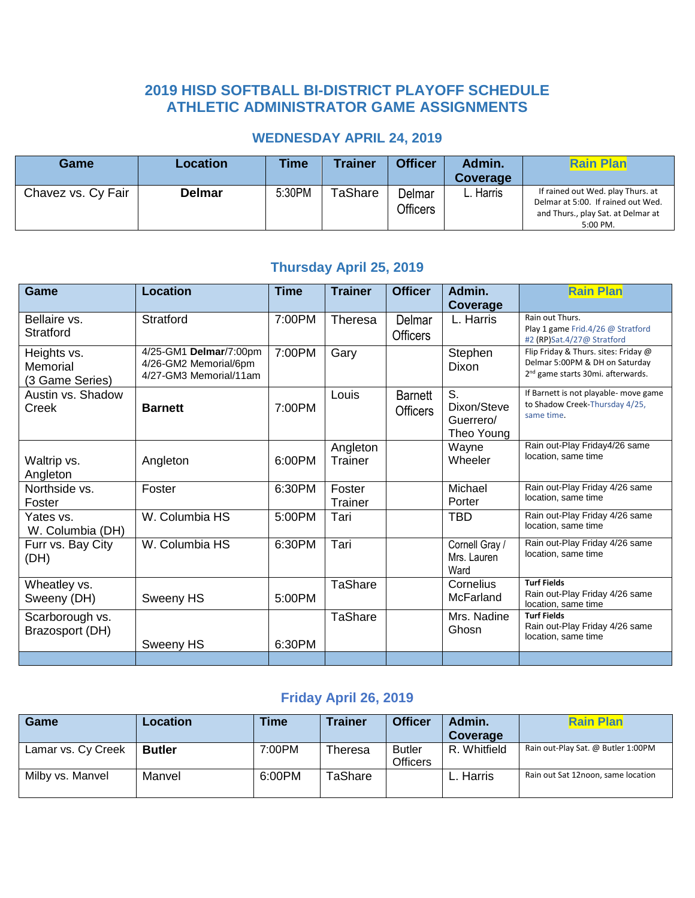## 2019 HISD SOFTBALL BI-DISTRICT PLAYOFF SCHEDULE
## ATHLETIC ADMINISTRATOR GAME ASSIGNMENTS

### WEDNESDAY APRIL 24, 2019

| Game | Location | Time | Trainer | Officer | Admin. Coverage | Rain Plan |
|---|---|---|---|---|---|---|
| Chavez vs. Cy Fair | **Delmar** | 5:30PM | TaShare | Delmar Officers | L. Harris | If rained out Wed. play Thurs. at Delmar at 5:00. If rained out Wed. and Thurs., play Sat. at Delmar at 5:00 PM. |

### Thursday April 25, 2019

| Game | Location | Time | Trainer | Officer | Admin. Coverage | Rain Plan |
|---|---|---|---|---|---|---|
| Bellaire vs. Stratford | Stratford | 7:00PM | Theresa | Delmar Officers | L. Harris | Rain out Thurs. Play 1 game Frid.4/26 @ Stratford #2 (RP)Sat.4/27@ Stratford |
| Heights vs. Memorial (3 Game Series) | 4/25-GM1 **Delmar**/7:00pm 4/26-GM2 Memorial/6pm 4/27-GM3 Memorial/11am | 7:00PM | Gary | | Stephen Dixon | Flip Friday & Thurs. sites: Friday @ Delmar 5:00PM & DH on Saturday 2nd game starts 30mi. afterwards. |
| Austin vs. Shadow Creek | **Barnett** | 7:00PM | Louis | Barnett Officers | S. Dixon/Steve Guerrero/ Theo Young | If Barnett is not playable- move game to Shadow Creek-Thursday 4/25, same time. |
| Waltrip vs. Angleton | Angleton | 6:00PM | Angleton Trainer | | Wayne Wheeler | Rain out-Play Friday4/26 same location, same time |
| Northside vs. Foster | Foster | 6:30PM | Foster Trainer | | Michael Porter | Rain out-Play Friday 4/26 same location, same time |
| Yates vs. W. Columbia (DH) | W. Columbia HS | 5:00PM | Tari | | TBD | Rain out-Play Friday 4/26 same location, same time |
| Furr vs. Bay City (DH) | W. Columbia HS | 6:30PM | Tari | | Cornell Gray / Mrs. Lauren Ward | Rain out-Play Friday 4/26 same location, same time |
| Wheatley vs. Sweeny (DH) | Sweeny HS | 5:00PM | TaShare | | Cornelius McFarland | **Turf Fields** Rain out-Play Friday 4/26 same location, same time |
| Scarborough vs. Brazosport (DH) | Sweeny HS | 6:30PM | TaShare | | Mrs. Nadine Ghosn | **Turf Fields** Rain out-Play Friday 4/26 same location, same time |

### Friday April 26, 2019

| Game | Location | Time | Trainer | Officer | Admin. Coverage | Rain Plan |
|---|---|---|---|---|---|---|
| Lamar vs. Cy Creek | **Butler** | 7:00PM | Theresa | Butler Officers | R. Whitfield | Rain out-Play Sat. @ Butler 1:00PM |
| Milby vs. Manvel | Manvel | 6:00PM | TaShare | | L. Harris | Rain out Sat 12noon, same location |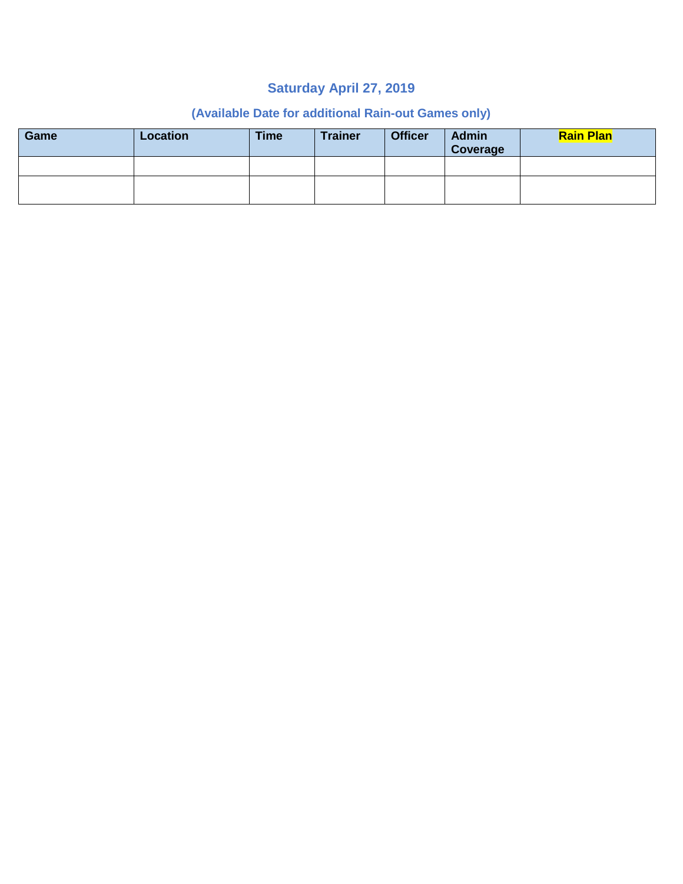## Saturday April 27, 2019

### (Available Date for additional Rain-out Games only)

| Game | Location | Time | Trainer | Officer | Admin Coverage | Rain Plan |
|---|---|---|---|---|---|---|
| | | | | | | |
| | | | | | | |